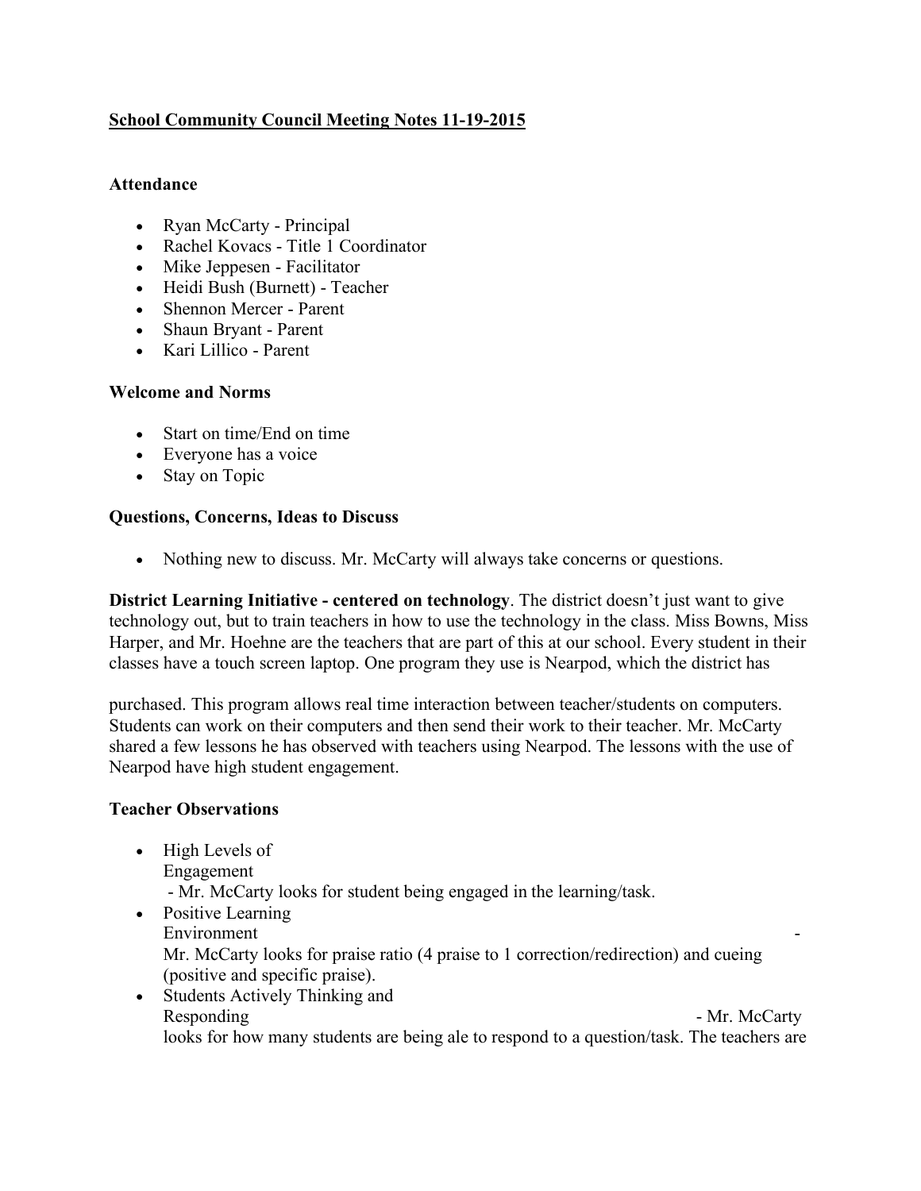**School Community Council Meeting Notes 11-19-2015**

**Attendance**

- Ryan McCarty - Principal
- Rachel Kovacs - Title 1 Coordinator
- Mike Jeppesen - Facilitator
- Heidi Bush (Burnett) - Teacher
- Shennon Mercer - Parent
- Shaun Bryant - Parent
- Kari Lillico - Parent

**Welcome and Norms**

- Start on time/End on time
- Everyone has a voice
- Stay on Topic

**Questions, Concerns, Ideas to Discuss**

- Nothing new to discuss. Mr. McCarty will always take concerns or questions.

**District Learning Initiative - centered on technology**. The district doesn't just want to give technology out, but to train teachers in how to use the technology in the class. Miss Bowns, Miss Harper, and Mr. Hoehne are the teachers that are part of this at our school. Every student in their classes have a touch screen laptop. One program they use is Nearpod, which the district has purchased. This program allows real time interaction between teacher/students on computers. Students can work on their computers and then send their work to their teacher. Mr. McCarty shared a few lessons he has observed with teachers using Nearpod. The lessons with the use of Nearpod have high student engagement.

**Teacher Observations**

- High Levels of Engagement
  - Mr. McCarty looks for student being engaged in the learning/task.
- Positive Learning Environment - Mr. McCarty looks for praise ratio (4 praise to 1 correction/redirection) and cueing (positive and specific praise).
- Students Actively Thinking and Responding - Mr. McCarty looks for how many students are being ale to respond to a question/task. The teachers are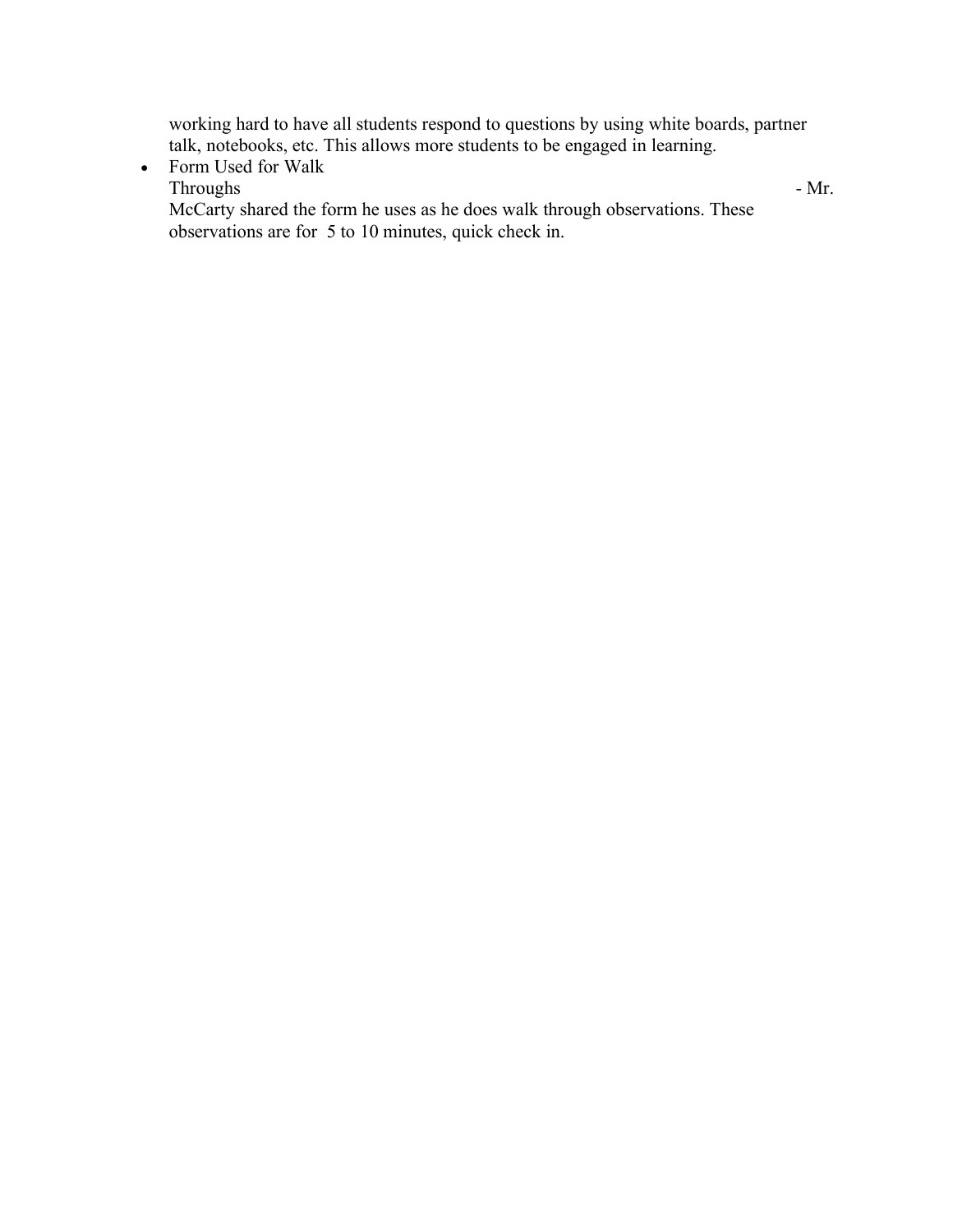working hard to have all students respond to questions by using white boards, partner talk, notebooks, etc. This allows more students to be engaged in learning.

- Form Used for Walk Throughs - Mr. McCarty shared the form he uses as he does walk through observations. These observations are for 5 to 10 minutes, quick check in.